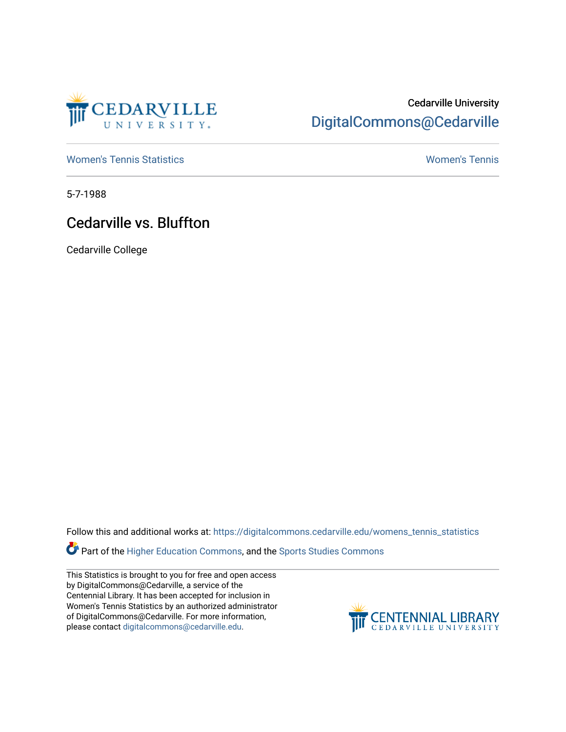Cedarville University
DigitalCommons@Cedarville

Women's Tennis Statistics | Women's Tennis

5-7-1988

# Cedarville vs. Bluffton

Cedarville College

Follow this and additional works at: https://digitalcommons.cedarville.edu/womens_tennis_statistics

Part of the Higher Education Commons, and the Sports Studies Commons

This Statistics is brought to you for free and open access by DigitalCommons@Cedarville, a service of the Centennial Library. It has been accepted for inclusion in Women's Tennis Statistics by an authorized administrator of DigitalCommons@Cedarville. For more information, please contact digitalcommons@cedarville.edu.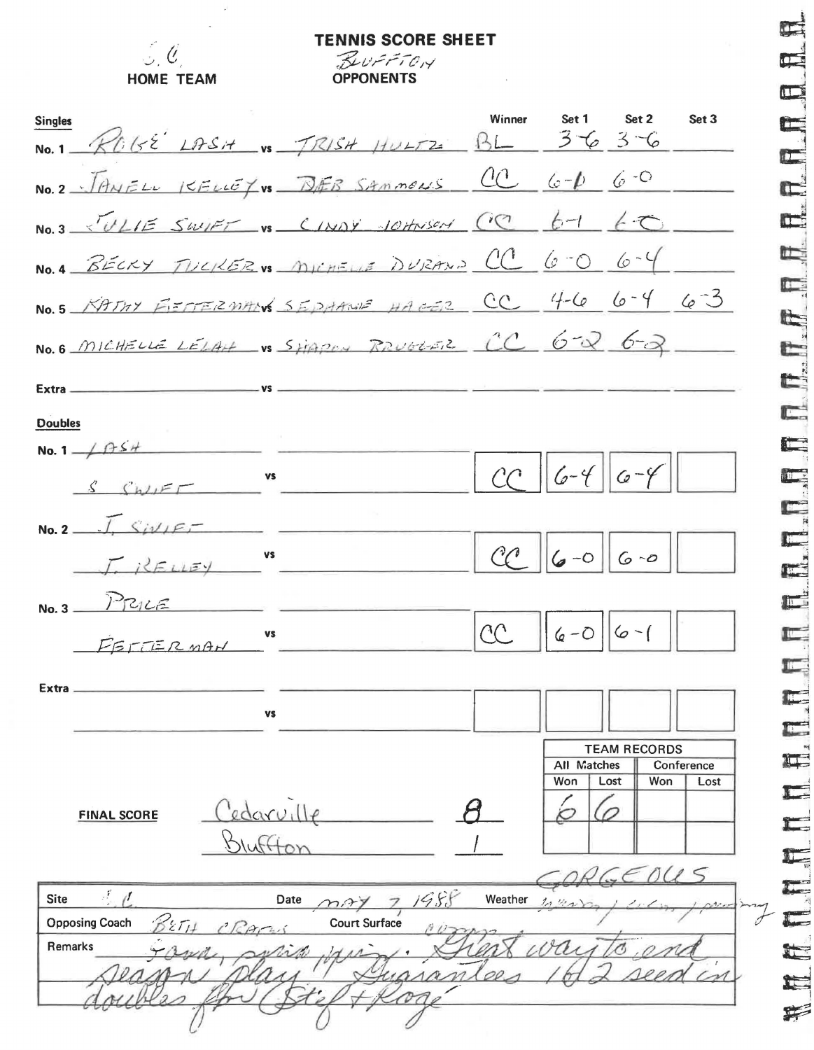# TENNIS SCORE SHEET

C.C.
**HOME TEAM**

BLUFFTON
**OPPONENTS**

## Singles

| | Home | | Opponent | Winner | Set 1 | Set 2 | Set 3 |
|---|---|---|---|---|---|---|---|
| No. 1 | ROGE' LASH | vs | TRISH HULTZ | BL | 3-6 | 3-6 | |
| No. 2 | JANELL KELLEY | vs | DEB SAMMONS | CC | 6-1 | 6-0 | |
| No. 3 | JULIE SWIFT | vs | CINDY JOHNSON | CC | 6-1 | 6-0 | |
| No. 4 | BECKY TUCKER | vs | MICHELLE DURAND | CC | 6-0 | 6-4 | |
| No. 5 | KATHY FETTERMAN | vs | SEPHANIE HAGER | CC | 4-6 | 6-4 | 6-3 |
| No. 6 | MICHELLE LELAH | vs | SHARON RRUGGER | CC | 6-2 | 6-2 | |
| Extra | | vs | | | | | |

## Doubles

| | Home | | Opponent | Winner | Set 1 | Set 2 | Set 3 |
|---|---|---|---|---|---|---|---|
| No. 1 | LASH / S. SWIFT | vs | | CC | 6-4 | 6-4 | |
| No. 2 | J. SWIFT / J. KELLEY | vs | | CC | 6-0 | 6-0 | |
| No. 3 | PRICE / FETTERMAN | vs | | CC | 6-0 | 6-1 | |
| Extra | | vs | | | | | |

**FINAL SCORE**

Cedarville 8
Bluffton 1

| TEAM RECORDS | | | |
|---|---|---|---|
| All Matches | | Conference | |
| Won | Lost | Won | Lost |
| 6 | 6 | | |

Site: C.C.
Date: MAY 7, 1988
Weather: GORGEOUS warm / calm / sunny
Opposing Coach: BETH CRAFTS
Court Surface: concrete
Remarks: Fama, sura, quiz. Great way to end season play! Guarantees 1 & 2 seed in doubles for Stef + Rogé